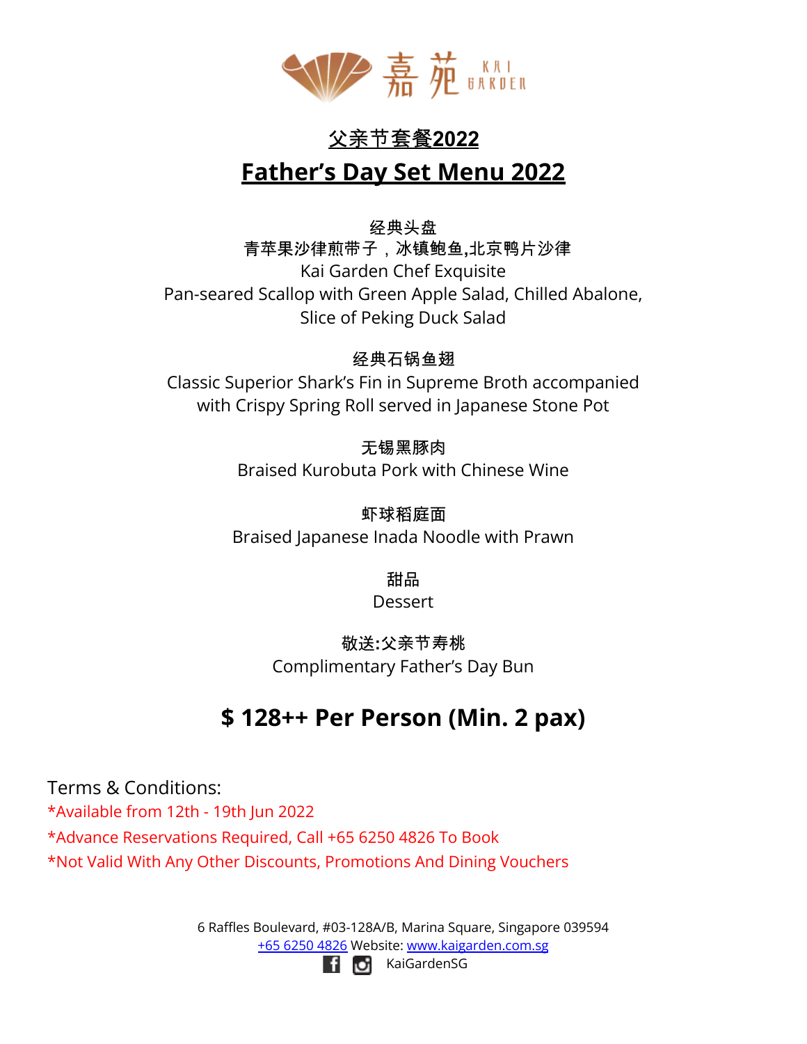嘉苑 KAI GARDEN

# 父亲节套餐2022

# Father's Day Set Menu 2022

**经典头盘**
**青苹果沙律煎带子，冰镇鲍鱼,北京鸭片沙律**
Kai Garden Chef Exquisite
Pan-seared Scallop with Green Apple Salad, Chilled Abalone,
Slice of Peking Duck Salad

**经典石锅鱼翅**
Classic Superior Shark's Fin in Supreme Broth accompanied
with Crispy Spring Roll served in Japanese Stone Pot

**无锡黑豚肉**
Braised Kurobuta Pork with Chinese Wine

**虾球稻庭面**
Braised Japanese Inada Noodle with Prawn

**甜品**
Dessert

**敬送:父亲节寿桃**
Complimentary Father's Day Bun

## $ 128++ Per Person (Min. 2 pax)

Terms & Conditions:

*Available from 12th - 19th Jun 2022

*Advance Reservations Required, Call +65 6250 4826 To Book

*Not Valid With Any Other Discounts, Promotions And Dining Vouchers

6 Raffles Boulevard, #03-128A/B, Marina Square, Singapore 039594
+65 6250 4826 Website: www.kaigarden.com.sg
KaiGardenSG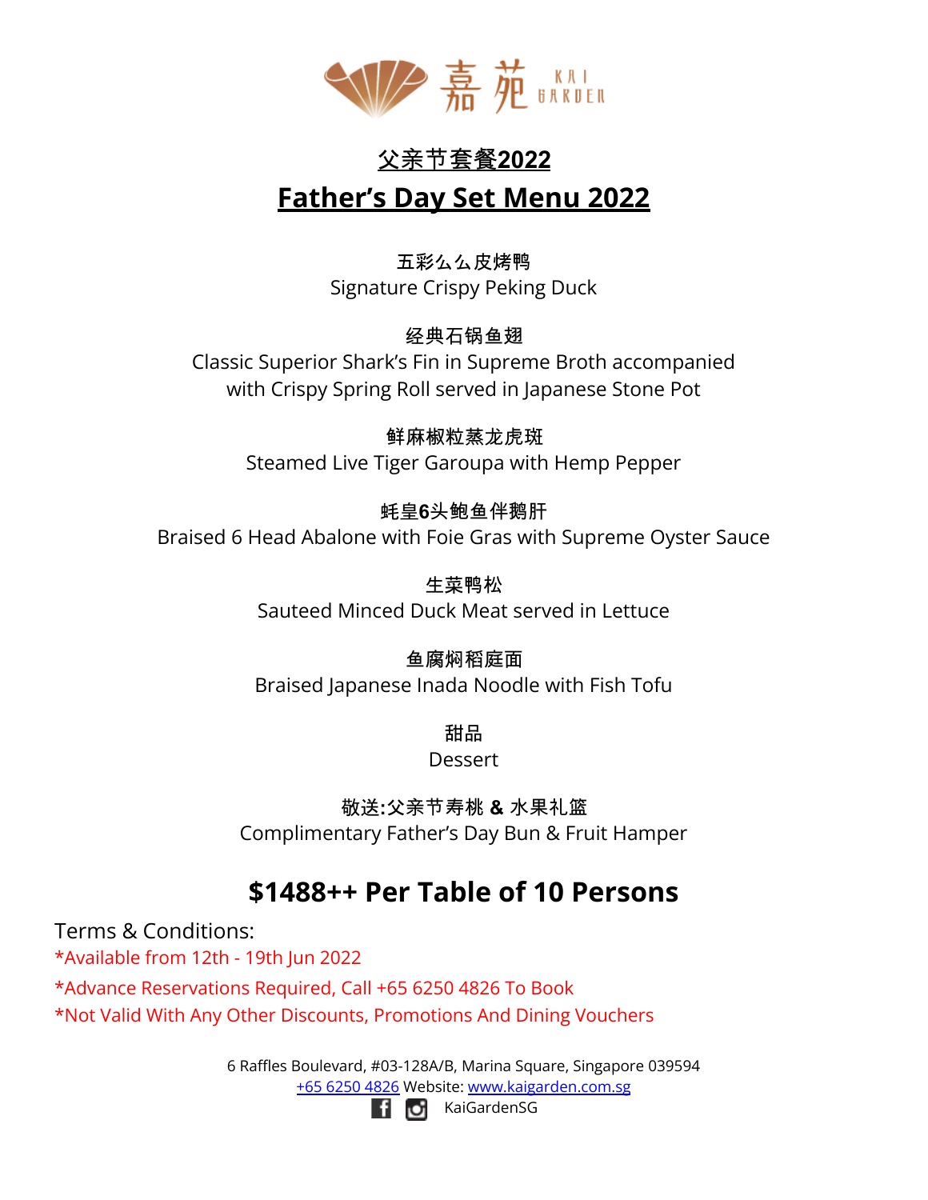嘉苑 KAI GARDEN

# 父亲节套餐2022

# Father's Day Set Menu 2022

**五彩么么皮烤鸭**
Signature Crispy Peking Duck

**经典石锅鱼翅**
Classic Superior Shark's Fin in Supreme Broth accompanied with Crispy Spring Roll served in Japanese Stone Pot

**鲜麻椒粒蒸龙虎斑**
Steamed Live Tiger Garoupa with Hemp Pepper

**蚝皇6头鲍鱼伴鹅肝**
Braised 6 Head Abalone with Foie Gras with Supreme Oyster Sauce

**生菜鸭松**
Sauteed Minced Duck Meat served in Lettuce

**鱼腐焖稻庭面**
Braised Japanese Inada Noodle with Fish Tofu

**甜品**
Dessert

**敬送:父亲节寿桃 & 水果礼篮**
Complimentary Father's Day Bun & Fruit Hamper

## $1488++ Per Table of 10 Persons

Terms & Conditions:

*Available from 12th - 19th Jun 2022

*Advance Reservations Required, Call +65 6250 4826 To Book

*Not Valid With Any Other Discounts, Promotions And Dining Vouchers

6 Raffles Boulevard, #03-128A/B, Marina Square, Singapore 039594
+65 6250 4826 Website: www.kaigarden.com.sg
KaiGardenSG